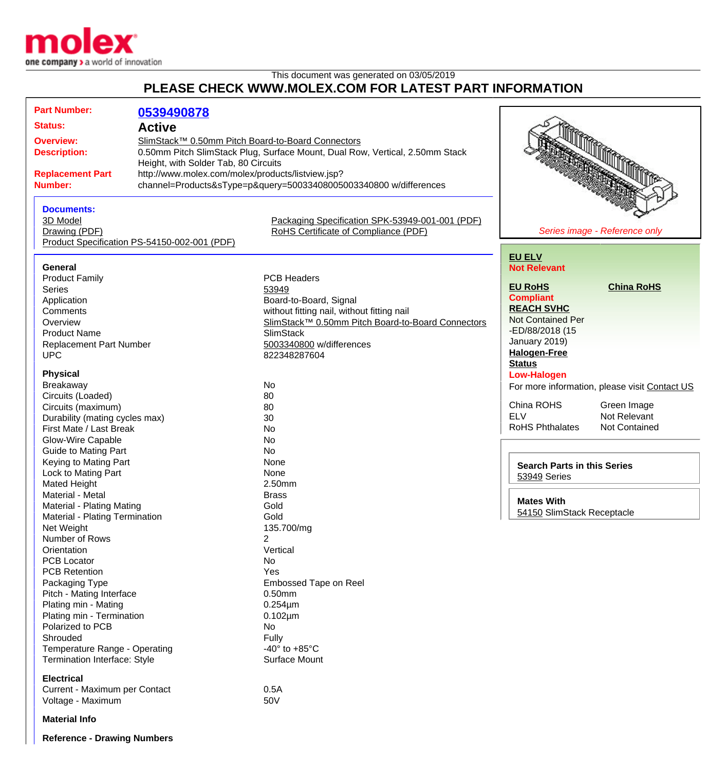This document was generated on 03/05/2019

# PLEASE CHECK WWW.MOLEX.COM FOR LATEST PART INFORMATION

| | |
|---|---|
| **Part Number:** | **0539490878** |
| **Status:** | **Active** |
| **Overview:** | SlimStack™ 0.50mm Pitch Board-to-Board Connectors |
| **Description:** | 0.50mm Pitch SlimStack Plug, Surface Mount, Dual Row, Vertical, 2.50mm Stack Height, with Solder Tab, 80 Circuits |
| **Replacement Part Number:** | http://www.molex.com/molex/products/listview.jsp?channel=Products&sType=p&query=50033408005003340800 w/differences |

**Documents:**

- 3D Model
- Drawing (PDF)
- Product Specification PS-54150-002-001 (PDF)
- Packaging Specification SPK-53949-001-001 (PDF)
- RoHS Certificate of Compliance (PDF)

*Series image - Reference only*

**EU ELV**
**Not Relevant**

**EU RoHS**
**Compliant**

**China RoHS**

**REACH SVHC**
Not Contained Per -ED/88/2018 (15 January 2019)

**Halogen-Free Status**
**Low-Halogen**

For more information, please visit Contact US

| | |
|---|---|
| China ROHS | Green Image |
| ELV | Not Relevant |
| RoHS Phthalates | Not Contained |

**Search Parts in this Series**
53949 Series

**Mates With**
54150 SlimStack Receptacle

### General

| | |
|---|---|
| Product Family | PCB Headers |
| Series | 53949 |
| Application | Board-to-Board, Signal |
| Comments | without fitting nail, without fitting nail |
| Overview | SlimStack™ 0.50mm Pitch Board-to-Board Connectors |
| Product Name | SlimStack |
| Replacement Part Number | 5003340800 w/differences |
| UPC | 822348287604 |

### Physical

| | |
|---|---|
| Breakaway | No |
| Circuits (Loaded) | 80 |
| Circuits (maximum) | 80 |
| Durability (mating cycles max) | 30 |
| First Mate / Last Break | No |
| Glow-Wire Capable | No |
| Guide to Mating Part | No |
| Keying to Mating Part | None |
| Lock to Mating Part | None |
| Mated Height | 2.50mm |
| Material - Metal | Brass |
| Material - Plating Mating | Gold |
| Material - Plating Termination | Gold |
| Net Weight | 135.700/mg |
| Number of Rows | 2 |
| Orientation | Vertical |
| PCB Locator | No |
| PCB Retention | Yes |
| Packaging Type | Embossed Tape on Reel |
| Pitch - Mating Interface | 0.50mm |
| Plating min - Mating | 0.254µm |
| Plating min - Termination | 0.102µm |
| Polarized to PCB | No |
| Shrouded | Fully |
| Temperature Range - Operating | -40° to +85°C |
| Termination Interface: Style | Surface Mount |

### Electrical

| | |
|---|---|
| Current - Maximum per Contact | 0.5A |
| Voltage - Maximum | 50V |

### Material Info

### Reference - Drawing Numbers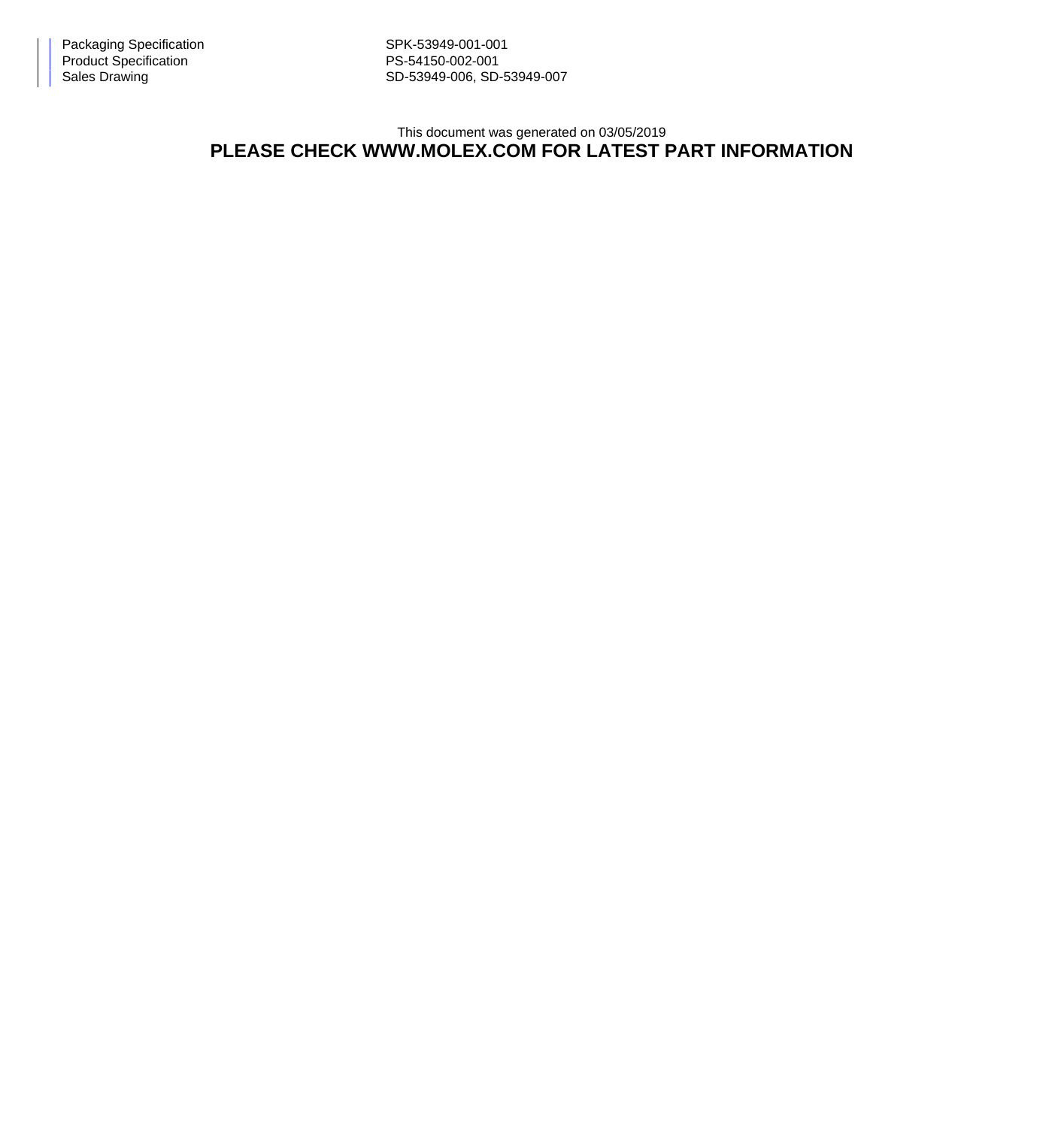| | |
|---|---|
| Packaging Specification | SPK-53949-001-001 |
| Product Specification | PS-54150-002-001 |
| Sales Drawing | SD-53949-006, SD-53949-007 |

This document was generated on 03/05/2019

**PLEASE CHECK WWW.MOLEX.COM FOR LATEST PART INFORMATION**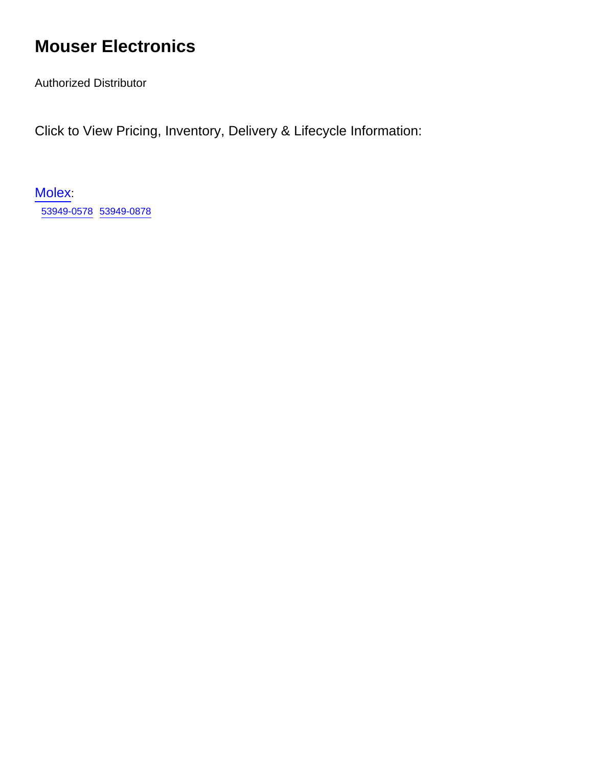# Mouser Electronics

Authorized Distributor

Click to View Pricing, Inventory, Delivery & Lifecycle Information:

Molex:

53949-0578 53949-0878